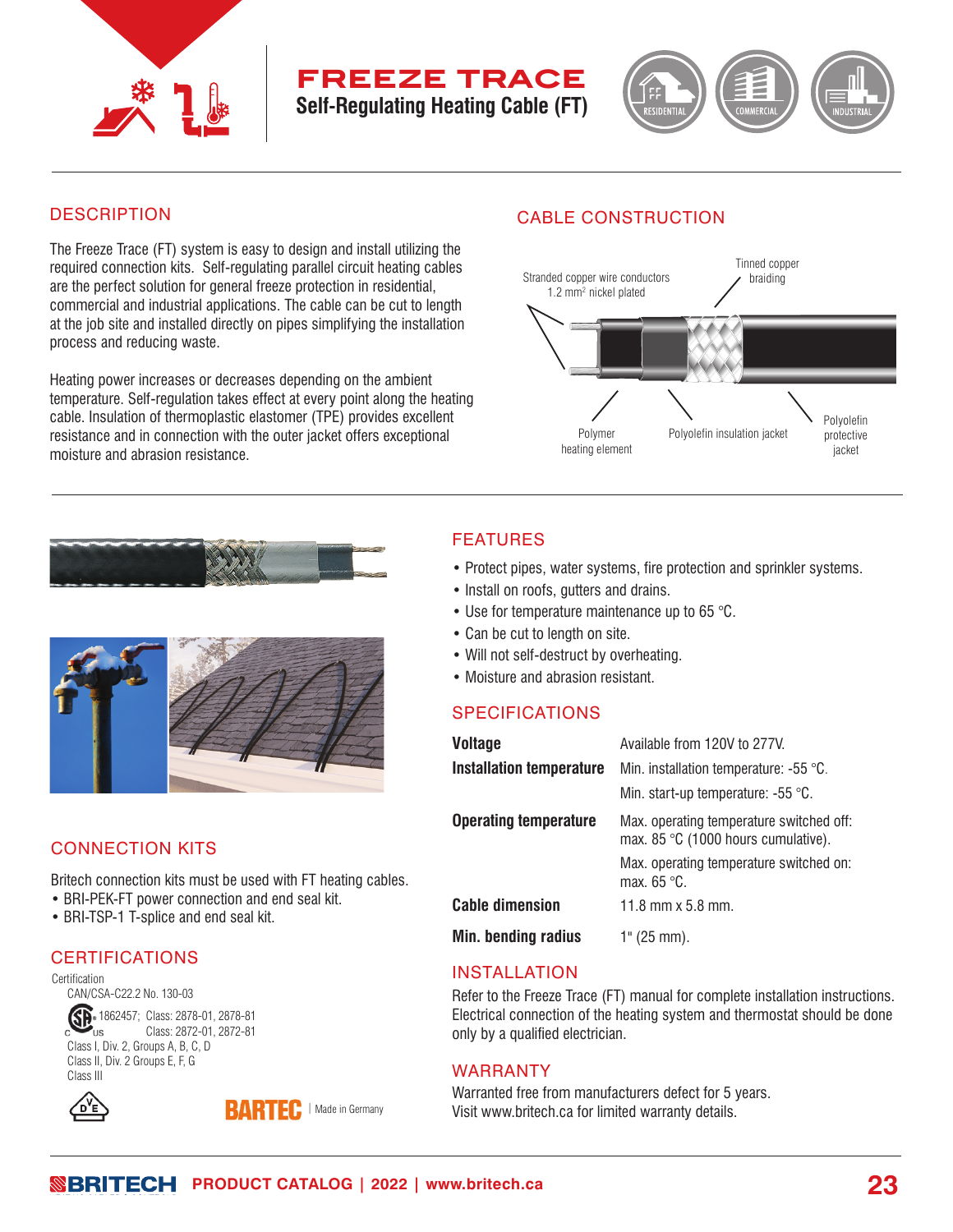# FREEZE TRACE

## Self-Regulating Heating Cable (FT)

RESIDENTIAL | COMMERCIAL | INDUSTRIAL

## DESCRIPTION

The Freeze Trace (FT) system is easy to design and install utilizing the required connection kits. Self-regulating parallel circuit heating cables are the perfect solution for general freeze protection in residential, commercial and industrial applications. The cable can be cut to length at the job site and installed directly on pipes simplifying the installation process and reducing waste.

Heating power increases or decreases depending on the ambient temperature. Self-regulation takes effect at every point along the heating cable. Insulation of thermoplastic elastomer (TPE) provides excellent resistance and in connection with the outer jacket offers exceptional moisture and abrasion resistance.

## CABLE CONSTRUCTION

- Stranded copper wire conductors 1.2 mm² nickel plated
- Tinned copper braiding
- Polymer heating element
- Polyolefin insulation jacket
- Polyolefin protective jacket

## FEATURES

- Protect pipes, water systems, fire protection and sprinkler systems.
- Install on roofs, gutters and drains.
- Use for temperature maintenance up to 65 °C.
- Can be cut to length on site.
- Will not self-destruct by overheating.
- Moisture and abrasion resistant.

## SPECIFICATIONS

| | |
|---|---|
| **Voltage** | Available from 120V to 277V. |
| **Installation temperature** | Min. installation temperature: -55 °C. |
| | Min. start-up temperature: -55 °C. |
| **Operating temperature** | Max. operating temperature switched off: max. 85 °C (1000 hours cumulative). |
| | Max. operating temperature switched on: max. 65 °C. |
| **Cable dimension** | 11.8 mm x 5.8 mm. |
| **Min. bending radius** | 1" (25 mm). |

## CONNECTION KITS

Britech connection kits must be used with FT heating cables.

- BRI-PEK-FT power connection and end seal kit.
- BRI-TSP-1 T-splice and end seal kit.

## CERTIFICATIONS

Certification

CAN/CSA-C22.2 No. 130-03

1862457; Class: 2878-01, 2878-81
Class: 2872-01, 2872-81

Class I, Div. 2, Groups A, B, C, D
Class II, Div. 2 Groups E, F, G
Class III

BARTEC | Made in Germany

## INSTALLATION

Refer to the Freeze Trace (FT) manual for complete installation instructions. Electrical connection of the heating system and thermostat should be done only by a qualified electrician.

## WARRANTY

Warranted free from manufacturers defect for 5 years.
Visit www.britech.ca for limited warranty details.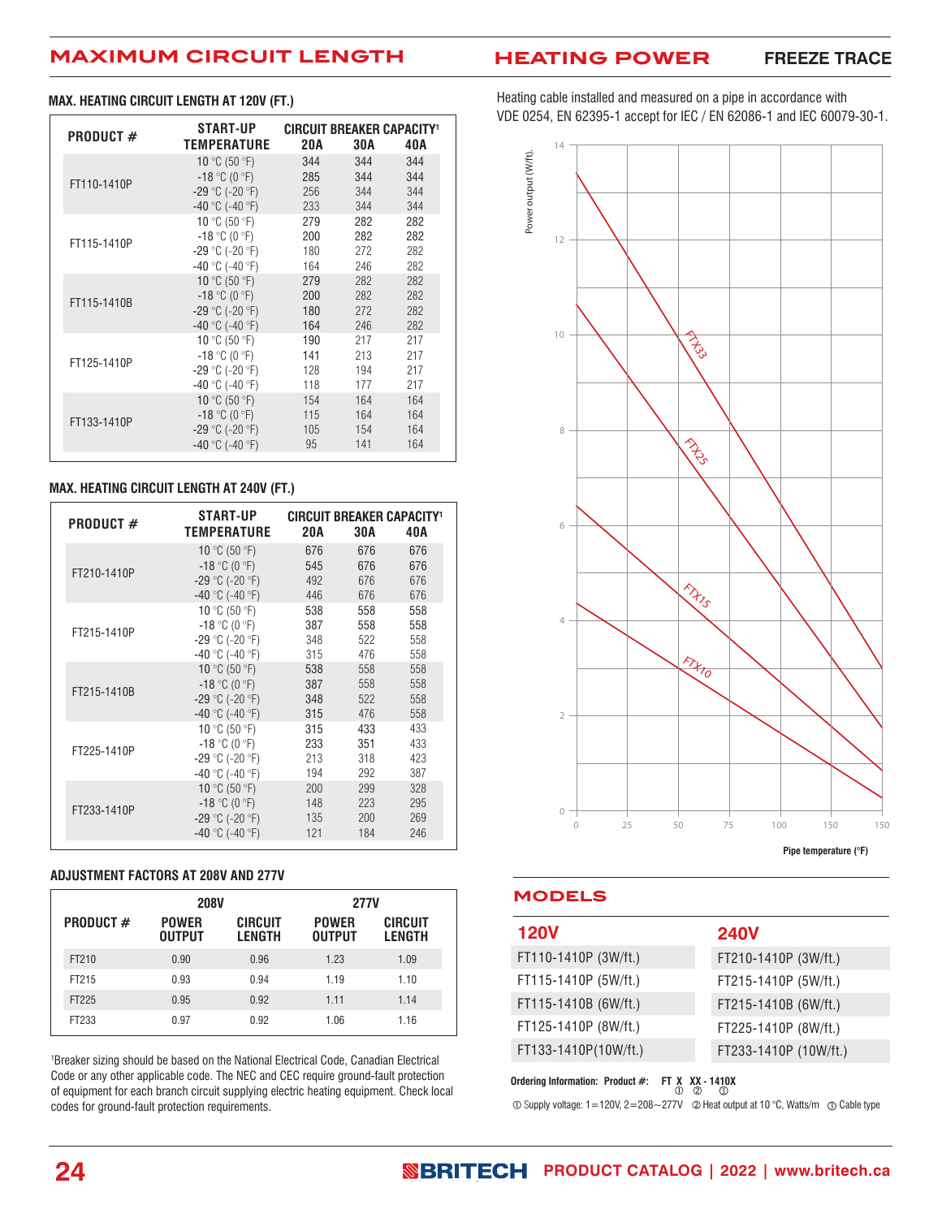## MAXIMUM CIRCUIT LENGTH

### MAX. HEATING CIRCUIT LENGTH AT 120V (FT.)

| PRODUCT # | START-UP TEMPERATURE | CIRCUIT BREAKER CAPACITY[1] 20A | 30A | 40A |
|---|---|---|---|---|
| FT110-1410P | 10 °C (50 °F) | 344 | 344 | 344 |
| | -18 °C (0 °F) | 285 | 344 | 344 |
| | -29 °C (-20 °F) | 256 | 344 | 344 |
| | -40 °C (-40 °F) | 233 | 344 | 344 |
| FT115-1410P | 10 °C (50 °F) | 279 | 282 | 282 |
| | -18 °C (0 °F) | 200 | 282 | 282 |
| | -29 °C (-20 °F) | 180 | 272 | 282 |
| | -40 °C (-40 °F) | 164 | 246 | 282 |
| FT115-1410B | 10 °C (50 °F) | 279 | 282 | 282 |
| | -18 °C (0 °F) | 200 | 282 | 282 |
| | -29 °C (-20 °F) | 180 | 272 | 282 |
| | -40 °C (-40 °F) | 164 | 246 | 282 |
| FT125-1410P | 10 °C (50 °F) | 190 | 217 | 217 |
| | -18 °C (0 °F) | 141 | 213 | 217 |
| | -29 °C (-20 °F) | 128 | 194 | 217 |
| | -40 °C (-40 °F) | 118 | 177 | 217 |
| FT133-1410P | 10 °C (50 °F) | 154 | 164 | 164 |
| | -18 °C (0 °F) | 115 | 164 | 164 |
| | -29 °C (-20 °F) | 105 | 154 | 164 |
| | -40 °C (-40 °F) | 95 | 141 | 164 |

### MAX. HEATING CIRCUIT LENGTH AT 240V (FT.)

| PRODUCT # | START-UP TEMPERATURE | CIRCUIT BREAKER CAPACITY[1] 20A | 30A | 40A |
|---|---|---|---|---|
| FT210-1410P | 10 °C (50 °F) | 676 | 676 | 676 |
| | -18 °C (0 °F) | 545 | 676 | 676 |
| | -29 °C (-20 °F) | 492 | 676 | 676 |
| | -40 °C (-40 °F) | 446 | 676 | 676 |
| FT215-1410P | 10 °C (50 °F) | 538 | 558 | 558 |
| | -18 °C (0 °F) | 387 | 558 | 558 |
| | -29 °C (-20 °F) | 348 | 522 | 558 |
| | -40 °C (-40 °F) | 315 | 476 | 558 |
| FT215-1410B | 10 °C (50 °F) | 538 | 558 | 558 |
| | -18 °C (0 °F) | 387 | 558 | 558 |
| | -29 °C (-20 °F) | 348 | 522 | 558 |
| | -40 °C (-40 °F) | 315 | 476 | 558 |
| FT225-1410P | 10 °C (50 °F) | 315 | 433 | 433 |
| | -18 °C (0 °F) | 233 | 351 | 433 |
| | -29 °C (-20 °F) | 213 | 318 | 423 |
| | -40 °C (-40 °F) | 194 | 292 | 387 |
| FT233-1410P | 10 °C (50 °F) | 200 | 299 | 328 |
| | -18 °C (0 °F) | 148 | 223 | 295 |
| | -29 °C (-20 °F) | 135 | 200 | 269 |
| | -40 °C (-40 °F) | 121 | 184 | 246 |

### ADJUSTMENT FACTORS AT 208V AND 277V

| PRODUCT # | 208V POWER OUTPUT | 208V CIRCUIT LENGTH | 277V POWER OUTPUT | 277V CIRCUIT LENGTH |
|---|---|---|---|---|
| FT210 | 0.90 | 0.96 | 1.23 | 1.09 |
| FT215 | 0.93 | 0.94 | 1.19 | 1.10 |
| FT225 | 0.95 | 0.92 | 1.11 | 1.14 |
| FT233 | 0.97 | 0.92 | 1.06 | 1.16 |

[1]Breaker sizing should be based on the National Electrical Code, Canadian Electrical Code or any other applicable code. The NEC and CEC require ground-fault protection of equipment for each branch circuit supplying electric heating equipment. Check local codes for ground-fault protection requirements.

## HEATING POWER

**FREEZE TRACE**

Heating cable installed and measured on a pipe in accordance with VDE 0254, EN 62395-1 accept for IEC / EN 62086-1 and IEC 60079-30-1.

Power output (W/ft).
14
12
10
8
6
4
2
0
FTX33
FTX25
FTX15
FTX10
0 25 50 75 100 150 150
Pipe temperature (°F)

## MODELS

| 120V | 240V |
|---|---|
| FT110-1410P (3W/ft.) | FT210-1410P (3W/ft.) |
| FT115-1410P (5W/ft.) | FT215-1410P (5W/ft.) |
| FT115-1410B (6W/ft.) | FT215-1410B (6W/ft.) |
| FT125-1410P (8W/ft.) | FT225-1410P (8W/ft.) |
| FT133-1410P(10W/ft.) | FT233-1410P (10W/ft.) |

**Ordering Information: Product #: FT X XX - 1410X**

① Supply voltage: 1=120V, 2=208~277V ② Heat output at 10 °C, Watts/m ③ Cable type